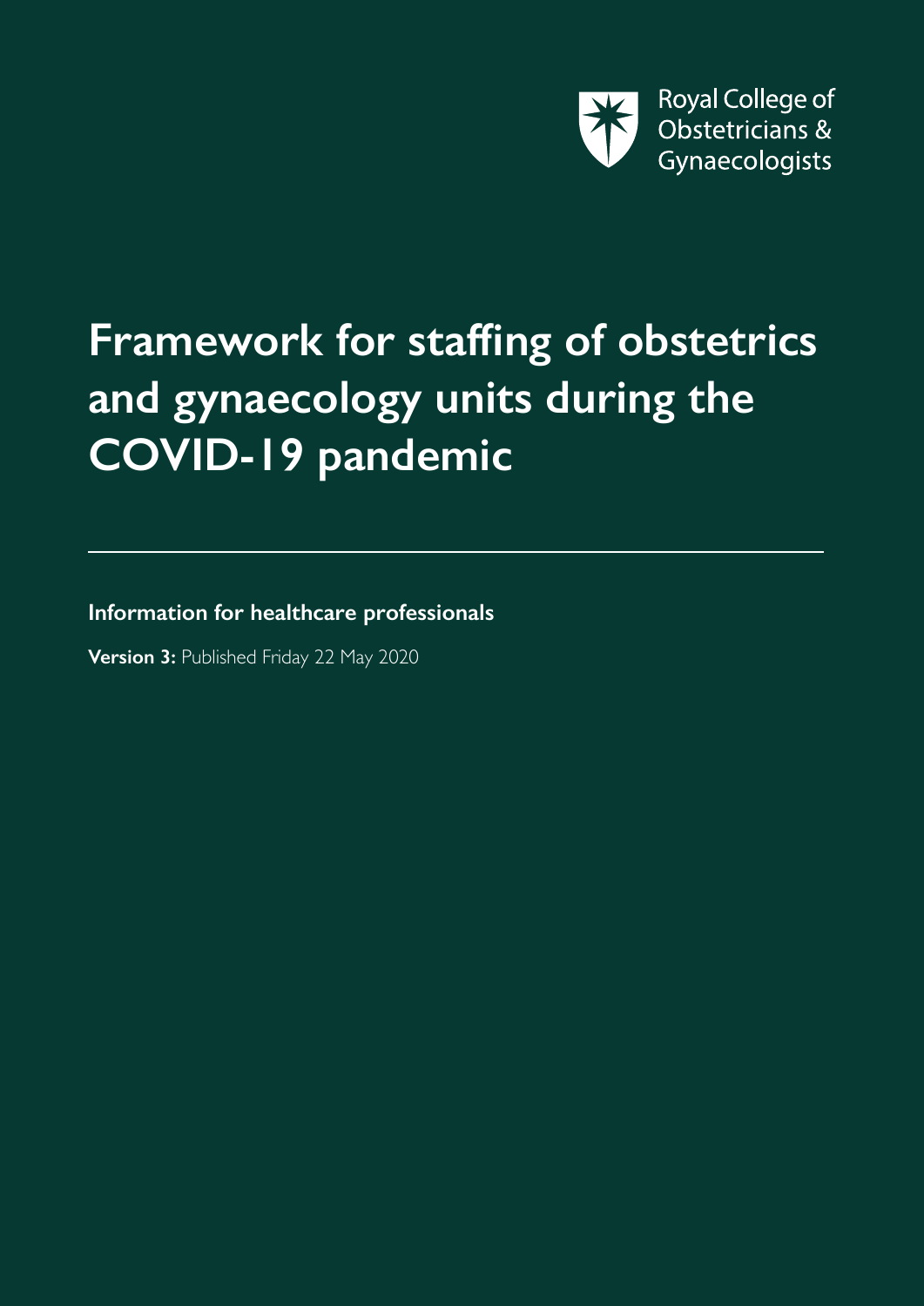Royal College of Obstetricians & Gynaecologists

# Framework for staffing of obstetrics and gynaecology units during the COVID-19 pandemic

**Information for healthcare professionals**

**Version 3:** Published Friday 22 May 2020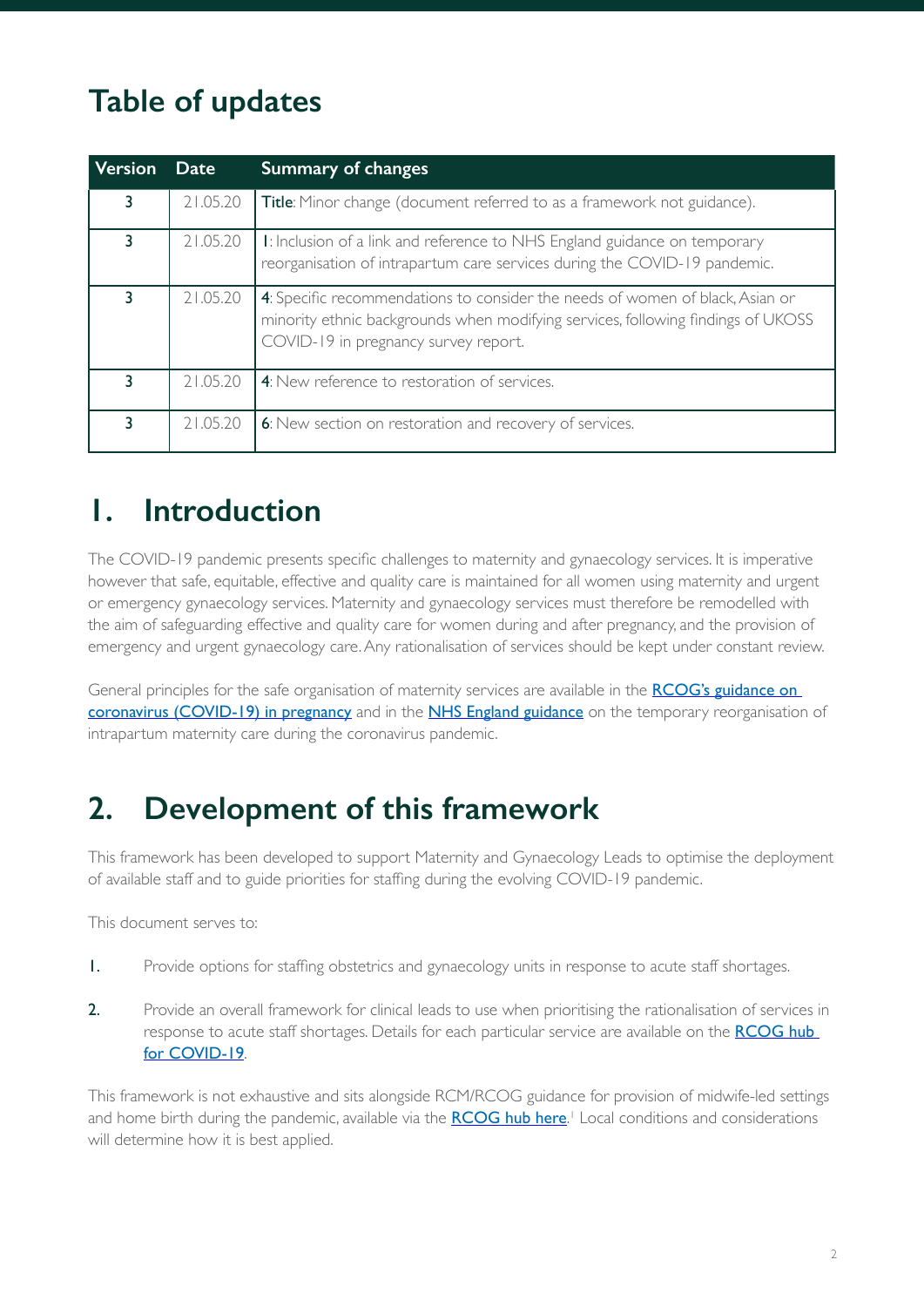## Table of updates

| Version | Date | Summary of changes |
|---|---|---|
| 3 | 21.05.20 | **Title**: Minor change (document referred to as a framework not guidance). |
| 3 | 21.05.20 | **1**: Inclusion of a link and reference to NHS England guidance on temporary reorganisation of intrapartum care services during the COVID-19 pandemic. |
| 3 | 21.05.20 | **4**: Specific recommendations to consider the needs of women of black, Asian or minority ethnic backgrounds when modifying services, following findings of UKOSS COVID-19 in pregnancy survey report. |
| 3 | 21.05.20 | **4**: New reference to restoration of services. |
| 3 | 21.05.20 | **6**: New section on restoration and recovery of services. |

# 1. Introduction

The COVID-19 pandemic presents specific challenges to maternity and gynaecology services. It is imperative however that safe, equitable, effective and quality care is maintained for all women using maternity and urgent or emergency gynaecology services. Maternity and gynaecology services must therefore be remodelled with the aim of safeguarding effective and quality care for women during and after pregnancy, and the provision of emergency and urgent gynaecology care. Any rationalisation of services should be kept under constant review.

General principles for the safe organisation of maternity services are available in the [RCOG's guidance on coronavirus (COVID-19) in pregnancy]() and in the [NHS England guidance]() on the temporary reorganisation of intrapartum maternity care during the coronavirus pandemic.

# 2. Development of this framework

This framework has been developed to support Maternity and Gynaecology Leads to optimise the deployment of available staff and to guide priorities for staffing during the evolving COVID-19 pandemic.

This document serves to:

1. Provide options for staffing obstetrics and gynaecology units in response to acute staff shortages.

2. Provide an overall framework for clinical leads to use when prioritising the rationalisation of services in response to acute staff shortages. Details for each particular service are available on the [RCOG hub for COVID-19]().

This framework is not exhaustive and sits alongside RCM/RCOG guidance for provision of midwife-led settings and home birth during the pandemic, available via the [RCOG hub here]().[1] Local conditions and considerations will determine how it is best applied.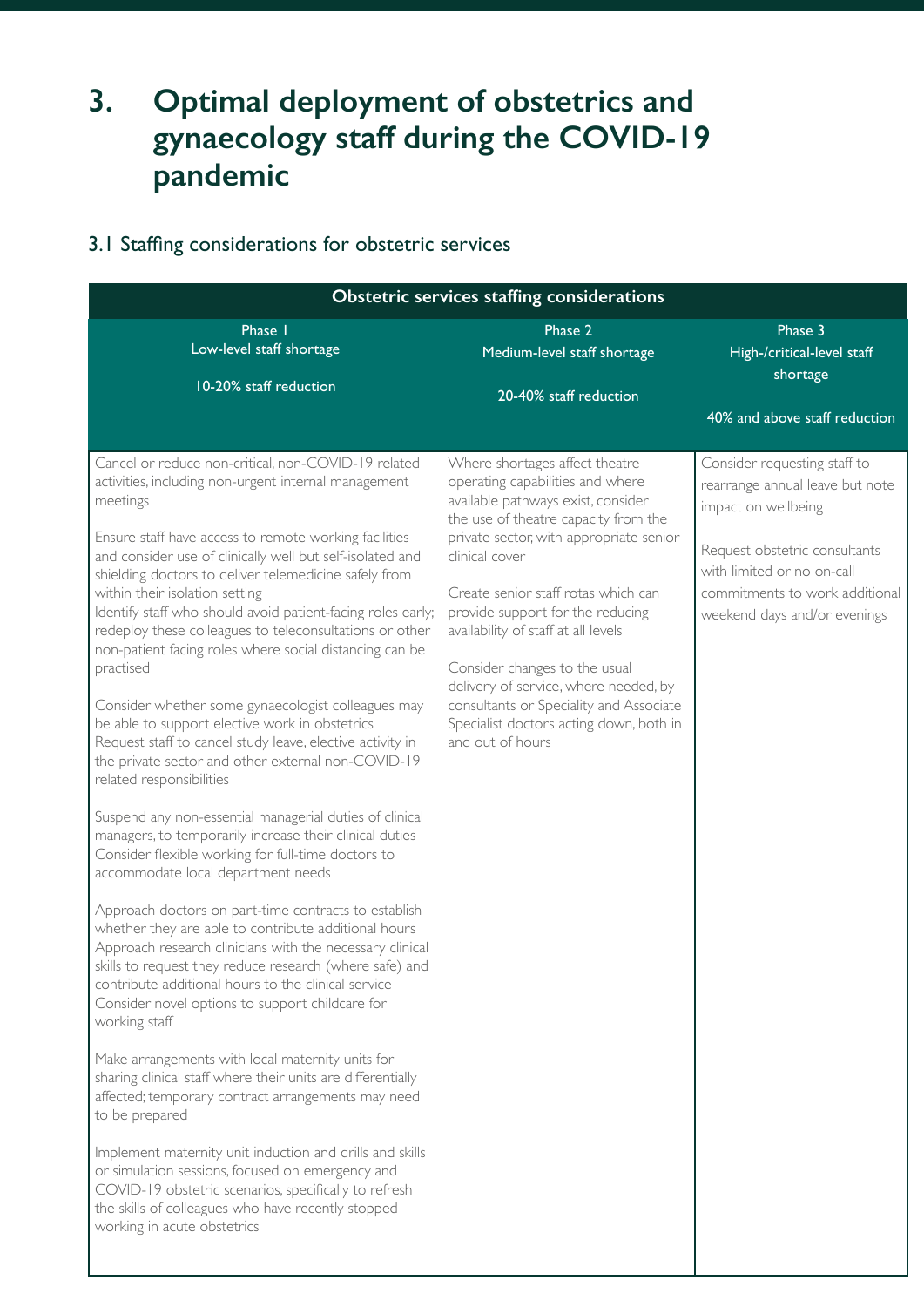# 3. Optimal deployment of obstetrics and gynaecology staff during the COVID-19 pandemic

## 3.1 Staffing considerations for obstetric services

| Obstetric services staffing considerations | | |
|---|---|---|
| Phase 1<br>Low-level staff shortage<br><br>10-20% staff reduction | Phase 2<br>Medium-level staff shortage<br><br>20-40% staff reduction | Phase 3<br>High-/critical-level staff shortage<br><br>40% and above staff reduction |
| Cancel or reduce non-critical, non-COVID-19 related activities, including non-urgent internal management meetings<br><br>Ensure staff have access to remote working facilities and consider use of clinically well but self-isolated and shielding doctors to deliver telemedicine safely from within their isolation setting<br>Identify staff who should avoid patient-facing roles early; redeploy these colleagues to teleconsultations or other non-patient facing roles where social distancing can be practised<br><br>Consider whether some gynaecologist colleagues may be able to support elective work in obstetrics<br>Request staff to cancel study leave, elective activity in the private sector and other external non-COVID-19 related responsibilities<br><br>Suspend any non-essential managerial duties of clinical managers, to temporarily increase their clinical duties<br>Consider flexible working for full-time doctors to accommodate local department needs<br><br>Approach doctors on part-time contracts to establish whether they are able to contribute additional hours<br>Approach research clinicians with the necessary clinical skills to request they reduce research (where safe) and contribute additional hours to the clinical service<br>Consider novel options to support childcare for working staff<br><br>Make arrangements with local maternity units for sharing clinical staff where their units are differentially affected; temporary contract arrangements may need to be prepared<br><br>Implement maternity unit induction and drills and skills or simulation sessions, focused on emergency and COVID-19 obstetric scenarios, specifically to refresh the skills of colleagues who have recently stopped working in acute obstetrics | Where shortages affect theatre operating capabilities and where available pathways exist, consider the use of theatre capacity from the private sector, with appropriate senior clinical cover<br><br>Create senior staff rotas which can provide support for the reducing availability of staff at all levels<br><br>Consider changes to the usual delivery of service, where needed, by consultants or Speciality and Associate Specialist doctors acting down, both in and out of hours | Consider requesting staff to rearrange annual leave but note impact on wellbeing<br><br>Request obstetric consultants with limited or no on-call commitments to work additional weekend days and/or evenings |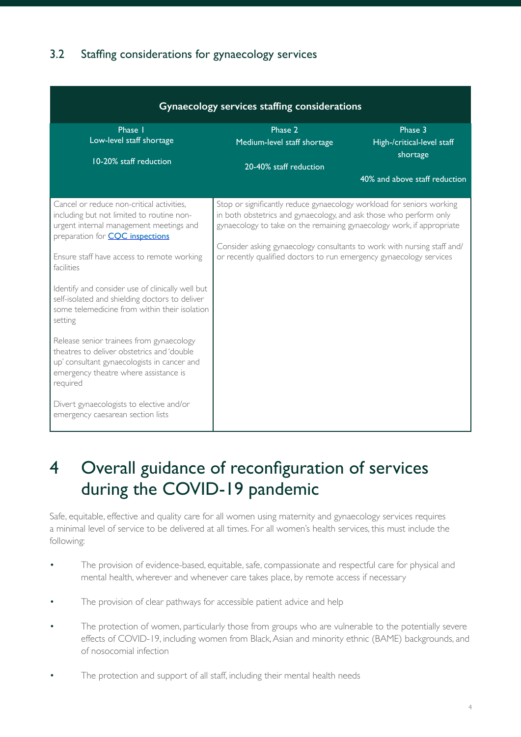## 3.2 Staffing considerations for gynaecology services

| Gynaecology services staffing considerations | | |
|---|---|---|
| Phase 1<br>Low-level staff shortage<br><br>10-20% staff reduction | Phase 2<br>Medium-level staff shortage<br><br>20-40% staff reduction | Phase 3<br>High-/critical-level staff shortage<br><br>40% and above staff reduction |
| Cancel or reduce non-critical activities, including but not limited to routine non-urgent internal management meetings and preparation for [CQC inspections](#)<br><br>Ensure staff have access to remote working facilities<br><br>Identify and consider use of clinically well but self-isolated and shielding doctors to deliver some telemedicine from within their isolation setting<br><br>Release senior trainees from gynaecology theatres to deliver obstetrics and 'double up' consultant gynaecologists in cancer and emergency theatre where assistance is required<br><br>Divert gynaecologists to elective and/or emergency caesarean section lists | Stop or significantly reduce gynaecology workload for seniors working in both obstetrics and gynaecology, and ask those who perform only gynaecology to take on the remaining gynaecology work, if appropriate<br><br>Consider asking gynaecology consultants to work with nursing staff and/or recently qualified doctors to run emergency gynaecology services | |

# 4 Overall guidance of reconfiguration of services during the COVID-19 pandemic

Safe, equitable, effective and quality care for all women using maternity and gynaecology services requires a minimal level of service to be delivered at all times. For all women's health services, this must include the following:

- The provision of evidence-based, equitable, safe, compassionate and respectful care for physical and mental health, wherever and whenever care takes place, by remote access if necessary
- The provision of clear pathways for accessible patient advice and help
- The protection of women, particularly those from groups who are vulnerable to the potentially severe effects of COVID-19, including women from Black, Asian and minority ethnic (BAME) backgrounds, and of nosocomial infection
- The protection and support of all staff, including their mental health needs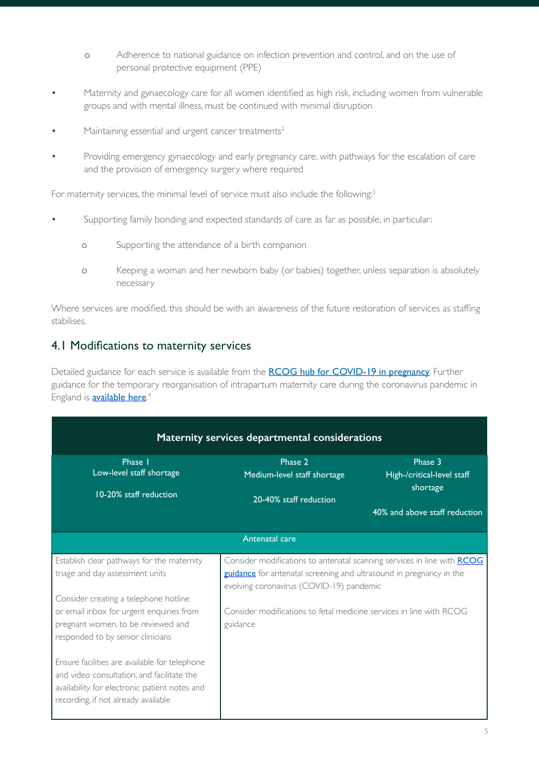- Adherence to national guidance on infection prevention and control, and on the use of personal protective equipment (PPE)

- Maternity and gynaecology care for all women identified as high risk, including women from vulnerable groups and with mental illness, must be continued with minimal disruption
- Maintaining essential and urgent cancer treatments[2]
- Providing emergency gynaecology and early pregnancy care, with pathways for the escalation of care and the provision of emergency surgery where required

For maternity services, the minimal level of service must also include the following:[3]

- Supporting family bonding and expected standards of care as far as possible, in particular:
    - Supporting the attendance of a birth companion
    - Keeping a woman and her newborn baby (or babies) together, unless separation is absolutely necessary

Where services are modified, this should be with an awareness of the future restoration of services as staffing stabilises.

## 4.1 Modifications to maternity services

Detailed guidance for each service is available from the [RCOG hub for COVID-19 in pregnancy](). Further guidance for the temporary reorganisation of intrapartum maternity care during the coronavirus pandemic in England is [available here]().[4]

| Maternity services departmental considerations | | |
|---|---|---|
| Phase 1<br>Low-level staff shortage<br><br>10-20% staff reduction | Phase 2<br>Medium-level staff shortage<br><br>20-40% staff reduction | Phase 3<br>High-/critical-level staff shortage<br><br>40% and above staff reduction |
| **Antenatal care** | | |
| Establish clear pathways for the maternity triage and day assessment units<br><br>Consider creating a telephone hotline or email inbox for urgent enquiries from pregnant women, to be reviewed and responded to by senior clinicians<br><br>Ensure facilities are available for telephone and video consultation, and facilitate the availability for electronic patient notes and recording, if not already available | Consider modifications to antenatal scanning services in line with [RCOG guidance]() for antenatal screening and ultrasound in pregnancy in the evolving coronavirus (COVID-19) pandemic<br><br>Consider modifications to fetal medicine services in line with RCOG guidance | |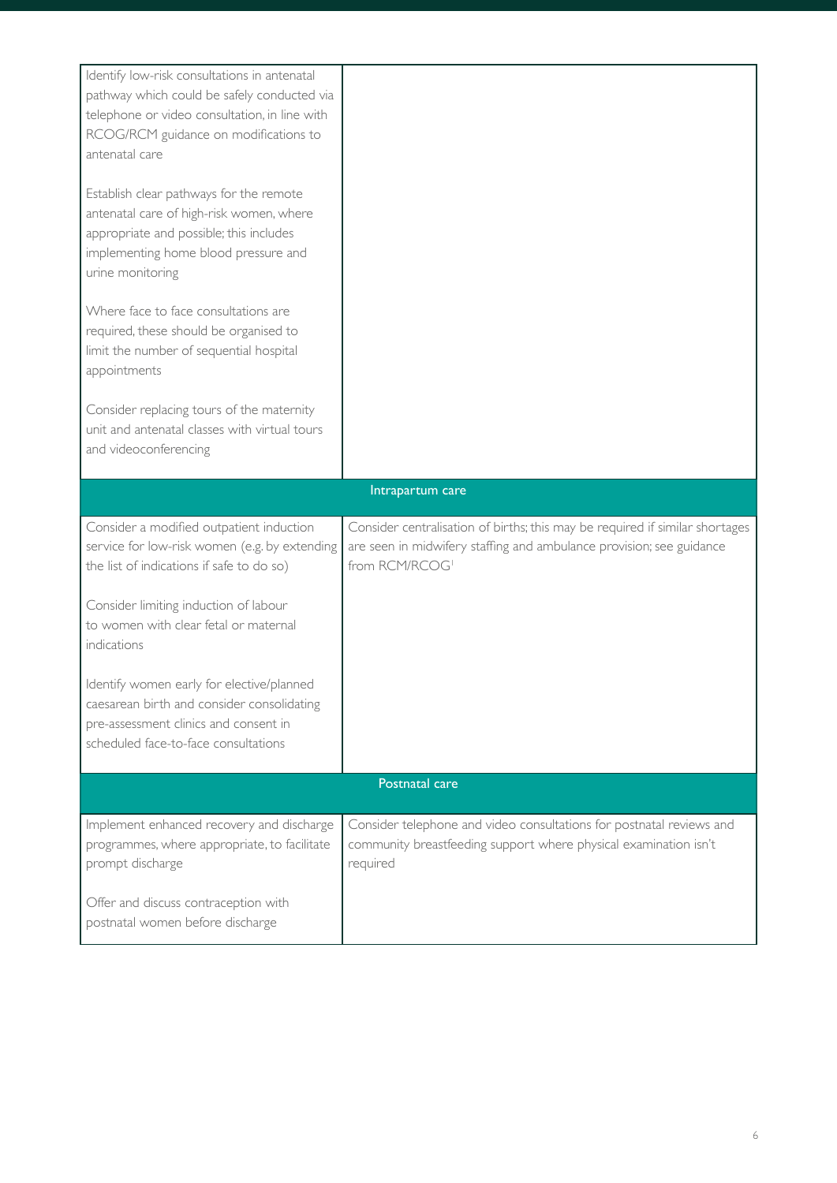| | |
|---|---|
| Identify low-risk consultations in antenatal pathway which could be safely conducted via telephone or video consultation, in line with RCOG/RCM guidance on modifications to antenatal care<br><br>Establish clear pathways for the remote antenatal care of high-risk women, where appropriate and possible; this includes implementing home blood pressure and urine monitoring<br><br>Where face to face consultations are required, these should be organised to limit the number of sequential hospital appointments<br><br>Consider replacing tours of the maternity unit and antenatal classes with virtual tours and videoconferencing | |
| **Intrapartum care** | |
| Consider a modified outpatient induction service for low-risk women (e.g. by extending the list of indications if safe to do so)<br><br>Consider limiting induction of labour to women with clear fetal or maternal indications<br><br>Identify women early for elective/planned caesarean birth and consider consolidating pre-assessment clinics and consent in scheduled face-to-face consultations | Consider centralisation of births; this may be required if similar shortages are seen in midwifery staffing and ambulance provision; see guidance from RCM/RCOG[1] |
| **Postnatal care** | |
| Implement enhanced recovery and discharge programmes, where appropriate, to facilitate prompt discharge<br><br>Offer and discuss contraception with postnatal women before discharge | Consider telephone and video consultations for postnatal reviews and community breastfeeding support where physical examination isn't required |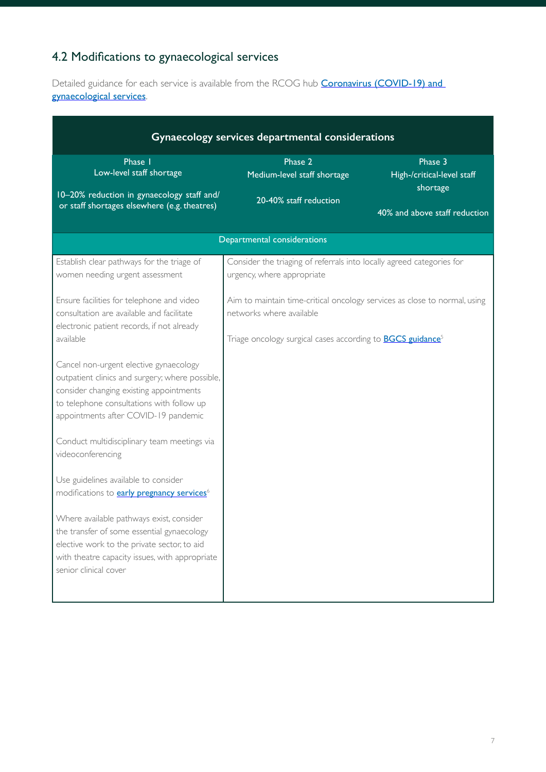## 4.2 Modifications to gynaecological services

Detailed guidance for each service is available from the RCOG hub [Coronavirus (COVID-19) and gynaecological services](#).

| Gynaecology services departmental considerations | | |
|---|---|---|
| Phase 1<br>Low-level staff shortage<br><br>10–20% reduction in gynaecology staff and/ or staff shortages elsewhere (e.g. theatres) | Phase 2<br>Medium-level staff shortage<br><br>20-40% staff reduction | Phase 3<br>High-/critical-level staff shortage<br><br>40% and above staff reduction |
| Departmental considerations | | |
| Establish clear pathways for the triage of women needing urgent assessment<br><br>Ensure facilities for telephone and video consultation are available and facilitate electronic patient records, if not already available<br><br>Cancel non-urgent elective gynaecology outpatient clinics and surgery; where possible, consider changing existing appointments to telephone consultations with follow up appointments after COVID-19 pandemic<br><br>Conduct multidisciplinary team meetings via videoconferencing<br><br>Use guidelines available to consider modifications to [early pregnancy services](#)[6]<br><br>Where available pathways exist, consider the transfer of some essential gynaecology elective work to the private sector, to aid with theatre capacity issues, with appropriate senior clinical cover | Consider the triaging of referrals into locally agreed categories for urgency, where appropriate<br><br>Aim to maintain time-critical oncology services as close to normal, using networks where available<br><br>Triage oncology surgical cases according to [BGCS guidance](#)[5] | |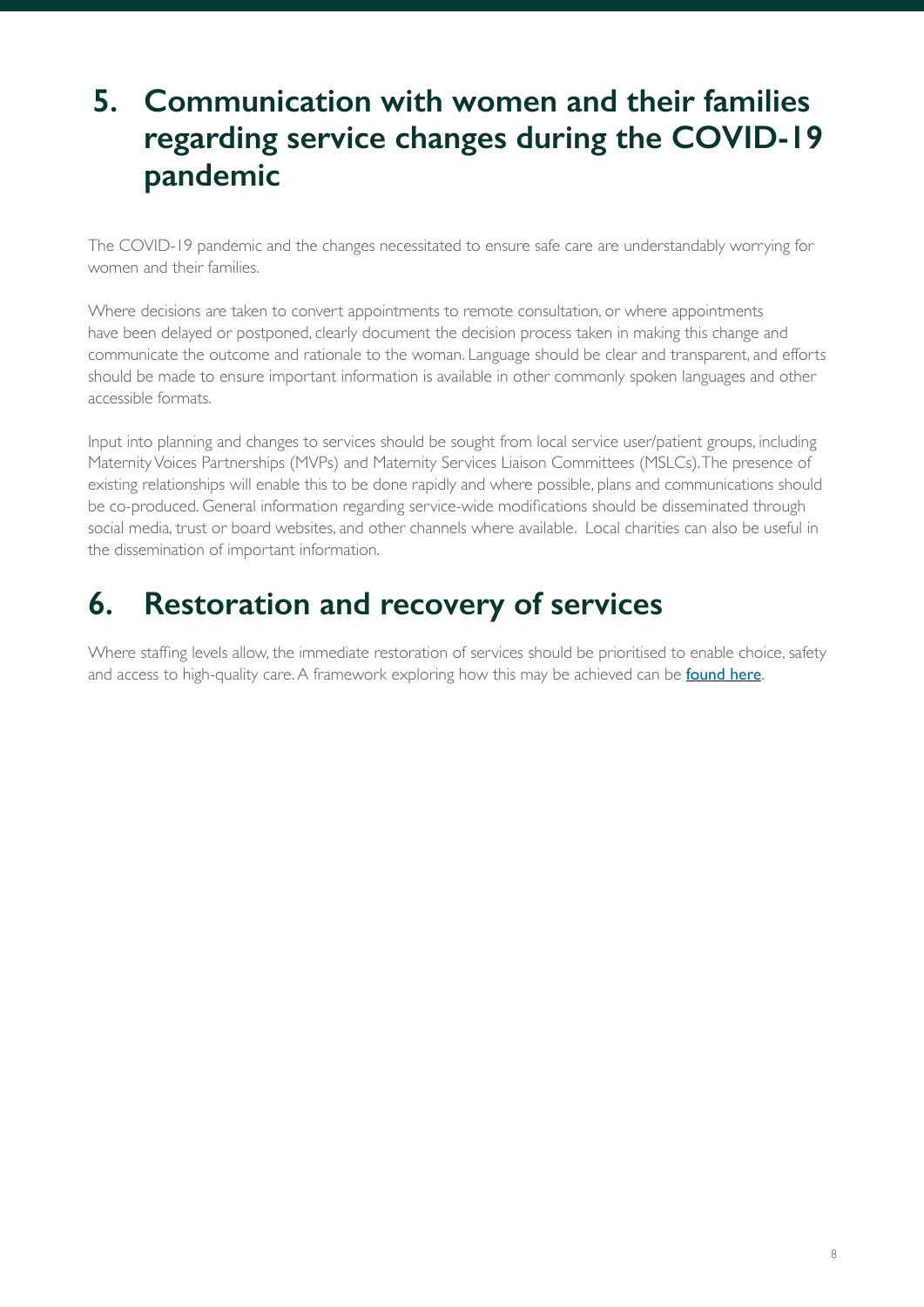## 5. Communication with women and their families regarding service changes during the COVID-19 pandemic

The COVID-19 pandemic and the changes necessitated to ensure safe care are understandably worrying for women and their families.

Where decisions are taken to convert appointments to remote consultation, or where appointments have been delayed or postponed, clearly document the decision process taken in making this change and communicate the outcome and rationale to the woman. Language should be clear and transparent, and efforts should be made to ensure important information is available in other commonly spoken languages and other accessible formats.

Input into planning and changes to services should be sought from local service user/patient groups, including Maternity Voices Partnerships (MVPs) and Maternity Services Liaison Committees (MSLCs). The presence of existing relationships will enable this to be done rapidly and where possible, plans and communications should be co-produced. General information regarding service-wide modifications should be disseminated through social media, trust or board websites, and other channels where available. Local charities can also be useful in the dissemination of important information.

## 6. Restoration and recovery of services

Where staffing levels allow, the immediate restoration of services should be prioritised to enable choice, safety and access to high-quality care. A framework exploring how this may be achieved can be found here.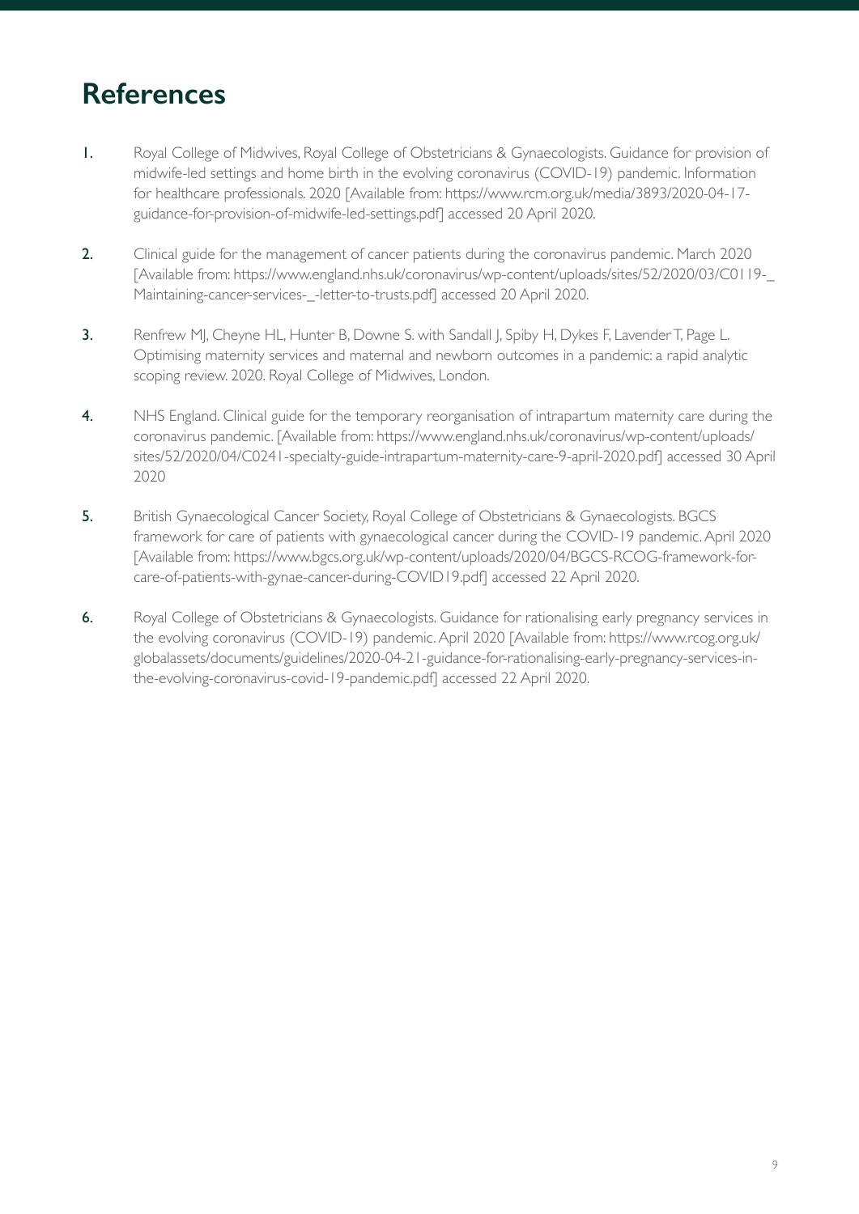# References

1. Royal College of Midwives, Royal College of Obstetricians & Gynaecologists. Guidance for provision of midwife-led settings and home birth in the evolving coronavirus (COVID-19) pandemic. Information for healthcare professionals. 2020 [Available from: https://www.rcm.org.uk/media/3893/2020-04-17-guidance-for-provision-of-midwife-led-settings.pdf] accessed 20 April 2020.

2. Clinical guide for the management of cancer patients during the coronavirus pandemic. March 2020 [Available from: https://www.england.nhs.uk/coronavirus/wp-content/uploads/sites/52/2020/03/C0119-_Maintaining-cancer-services-_-letter-to-trusts.pdf] accessed 20 April 2020.

3. Renfrew MJ, Cheyne HL, Hunter B, Downe S. with Sandall J, Spiby H, Dykes F, Lavender T, Page L. Optimising maternity services and maternal and newborn outcomes in a pandemic: a rapid analytic scoping review. 2020. Royal College of Midwives, London.

4. NHS England. Clinical guide for the temporary reorganisation of intrapartum maternity care during the coronavirus pandemic. [Available from: https://www.england.nhs.uk/coronavirus/wp-content/uploads/sites/52/2020/04/C0241-specialty-guide-intrapartum-maternity-care-9-april-2020.pdf] accessed 30 April 2020

5. British Gynaecological Cancer Society, Royal College of Obstetricians & Gynaecologists. BGCS framework for care of patients with gynaecological cancer during the COVID-19 pandemic. April 2020 [Available from: https://www.bgcs.org.uk/wp-content/uploads/2020/04/BGCS-RCOG-framework-for-care-of-patients-with-gynae-cancer-during-COVID19.pdf] accessed 22 April 2020.

6. Royal College of Obstetricians & Gynaecologists. Guidance for rationalising early pregnancy services in the evolving coronavirus (COVID-19) pandemic. April 2020 [Available from: https://www.rcog.org.uk/globalassets/documents/guidelines/2020-04-21-guidance-for-rationalising-early-pregnancy-services-in-the-evolving-coronavirus-covid-19-pandemic.pdf] accessed 22 April 2020.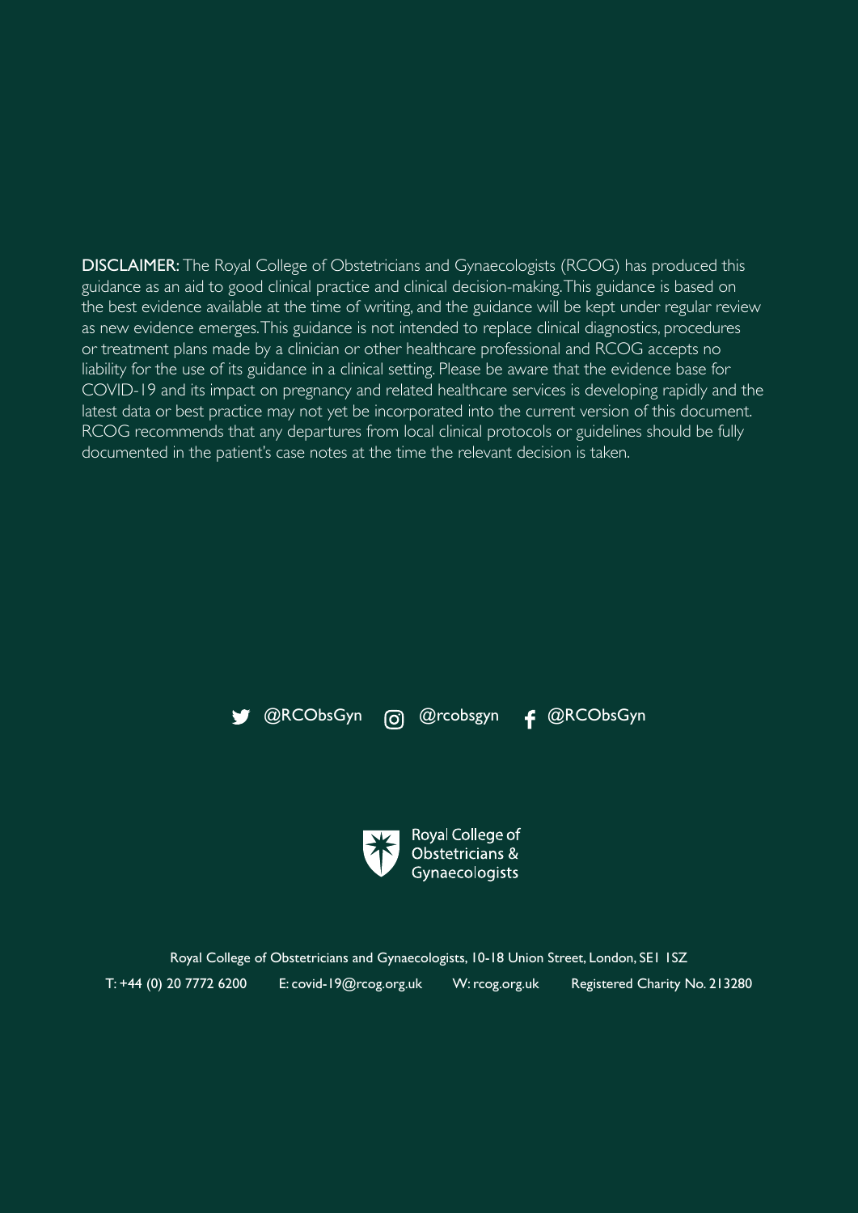**DISCLAIMER:** The Royal College of Obstetricians and Gynaecologists (RCOG) has produced this guidance as an aid to good clinical practice and clinical decision-making. This guidance is based on the best evidence available at the time of writing, and the guidance will be kept under regular review as new evidence emerges. This guidance is not intended to replace clinical diagnostics, procedures or treatment plans made by a clinician or other healthcare professional and RCOG accepts no liability for the use of its guidance in a clinical setting. Please be aware that the evidence base for COVID-19 and its impact on pregnancy and related healthcare services is developing rapidly and the latest data or best practice may not yet be incorporated into the current version of this document. RCOG recommends that any departures from local clinical protocols or guidelines should be fully documented in the patient's case notes at the time the relevant decision is taken.

@RCObsGyn @rcobsgyn @RCObsGyn

Royal College of Obstetricians & Gynaecologists

Royal College of Obstetricians and Gynaecologists, 10-18 Union Street, London, SE1 1SZ

T: +44 (0) 20 7772 6200 E: covid-19@rcog.org.uk W: rcog.org.uk Registered Charity No. 213280